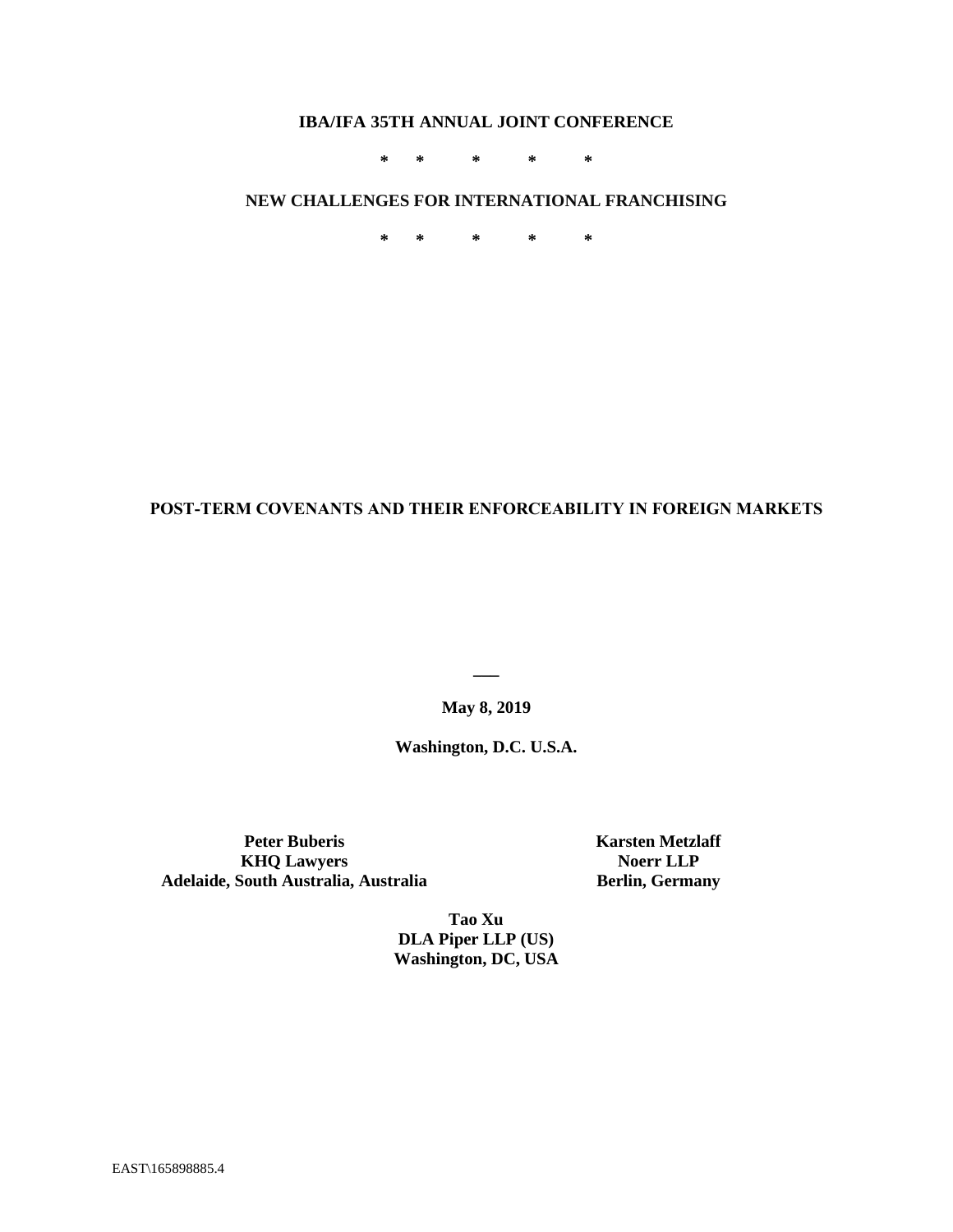**IBA/IFA 35TH ANNUAL JOINT CONFERENCE**

\* \* \* \* \*

**NEW CHALLENGES FOR INTERNATIONAL FRANCHISING**

\* \* \* \* \*

# POST-TERM COVENANTS AND THEIR ENFORCEABILITY IN FOREIGN MARKETS

**May 8, 2019**

**Washington, D.C. U.S.A.**

**Peter Buberis**
**KHQ Lawyers**
**Adelaide, South Australia, Australia**

**Karsten Metzlaff**
**Noerr LLP**
**Berlin, Germany**

**Tao Xu**
**DLA Piper LLP (US)**
**Washington, DC, USA**

EAST\165898885.4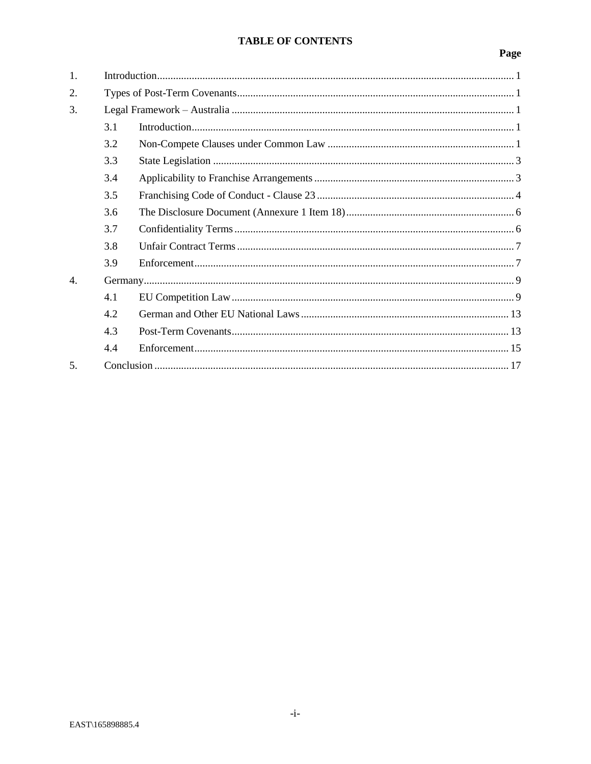**TABLE OF CONTENTS**

| | | Page |
|---|---|---|
| 1. | Introduction | 1 |
| 2. | Types of Post-Term Covenants | 1 |
| 3. | Legal Framework – Australia | 1 |
| | 3.1 Introduction | 1 |
| | 3.2 Non-Compete Clauses under Common Law | 1 |
| | 3.3 State Legislation | 3 |
| | 3.4 Applicability to Franchise Arrangements | 3 |
| | 3.5 Franchising Code of Conduct - Clause 23 | 4 |
| | 3.6 The Disclosure Document (Annexure 1 Item 18) | 6 |
| | 3.7 Confidentiality Terms | 6 |
| | 3.8 Unfair Contract Terms | 7 |
| | 3.9 Enforcement | 7 |
| 4. | Germany | 9 |
| | 4.1 EU Competition Law | 9 |
| | 4.2 German and Other EU National Laws | 13 |
| | 4.3 Post-Term Covenants | 13 |
| | 4.4 Enforcement | 15 |
| 5. | Conclusion | 17 |

EAST\165898885.4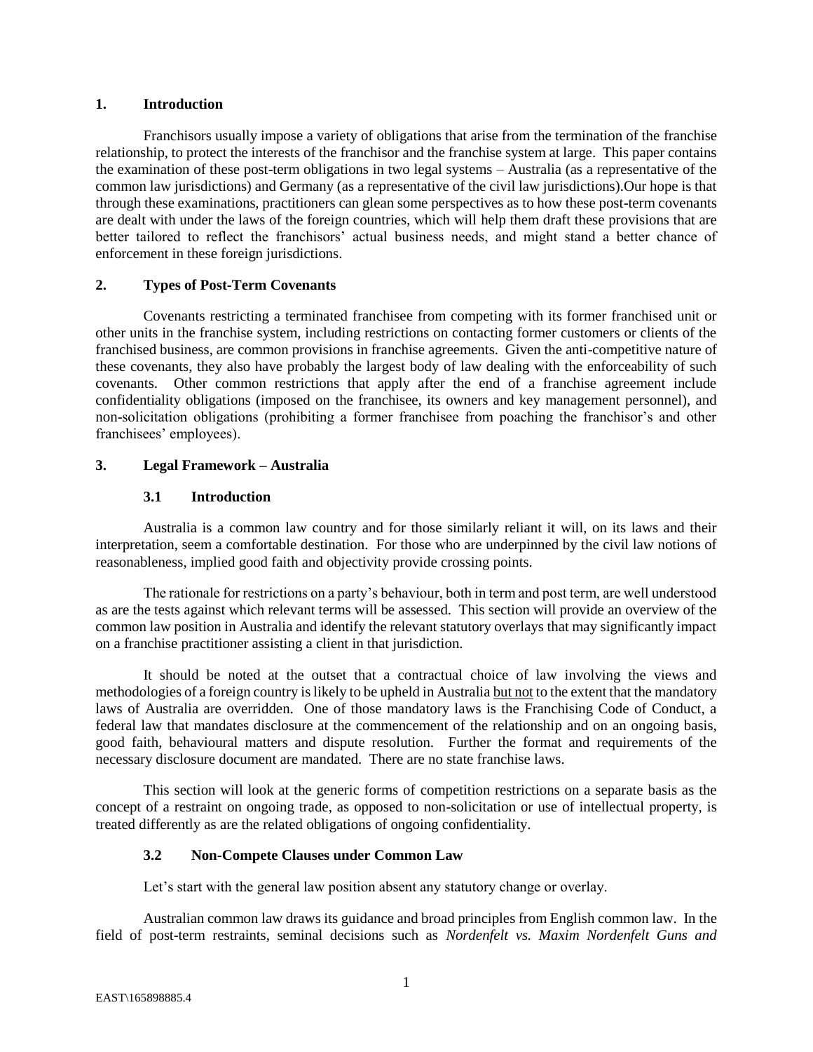## 1. Introduction

Franchisors usually impose a variety of obligations that arise from the termination of the franchise relationship, to protect the interests of the franchisor and the franchise system at large. This paper contains the examination of these post-term obligations in two legal systems – Australia (as a representative of the common law jurisdictions) and Germany (as a representative of the civil law jurisdictions).Our hope is that through these examinations, practitioners can glean some perspectives as to how these post-term covenants are dealt with under the laws of the foreign countries, which will help them draft these provisions that are better tailored to reflect the franchisors' actual business needs, and might stand a better chance of enforcement in these foreign jurisdictions.

## 2. Types of Post-Term Covenants

Covenants restricting a terminated franchisee from competing with its former franchised unit or other units in the franchise system, including restrictions on contacting former customers or clients of the franchised business, are common provisions in franchise agreements. Given the anti-competitive nature of these covenants, they also have probably the largest body of law dealing with the enforceability of such covenants. Other common restrictions that apply after the end of a franchise agreement include confidentiality obligations (imposed on the franchisee, its owners and key management personnel), and non-solicitation obligations (prohibiting a former franchisee from poaching the franchisor's and other franchisees' employees).

## 3. Legal Framework – Australia

### 3.1 Introduction

Australia is a common law country and for those similarly reliant it will, on its laws and their interpretation, seem a comfortable destination. For those who are underpinned by the civil law notions of reasonableness, implied good faith and objectivity provide crossing points.

The rationale for restrictions on a party's behaviour, both in term and post term, are well understood as are the tests against which relevant terms will be assessed. This section will provide an overview of the common law position in Australia and identify the relevant statutory overlays that may significantly impact on a franchise practitioner assisting a client in that jurisdiction.

It should be noted at the outset that a contractual choice of law involving the views and methodologies of a foreign country is likely to be upheld in Australia <u>but not</u> to the extent that the mandatory laws of Australia are overridden. One of those mandatory laws is the Franchising Code of Conduct, a federal law that mandates disclosure at the commencement of the relationship and on an ongoing basis, good faith, behavioural matters and dispute resolution. Further the format and requirements of the necessary disclosure document are mandated. There are no state franchise laws.

This section will look at the generic forms of competition restrictions on a separate basis as the concept of a restraint on ongoing trade, as opposed to non-solicitation or use of intellectual property, is treated differently as are the related obligations of ongoing confidentiality.

### 3.2 Non-Compete Clauses under Common Law

Let's start with the general law position absent any statutory change or overlay.

Australian common law draws its guidance and broad principles from English common law. In the field of post-term restraints, seminal decisions such as *Nordenfelt vs. Maxim Nordenfelt Guns and*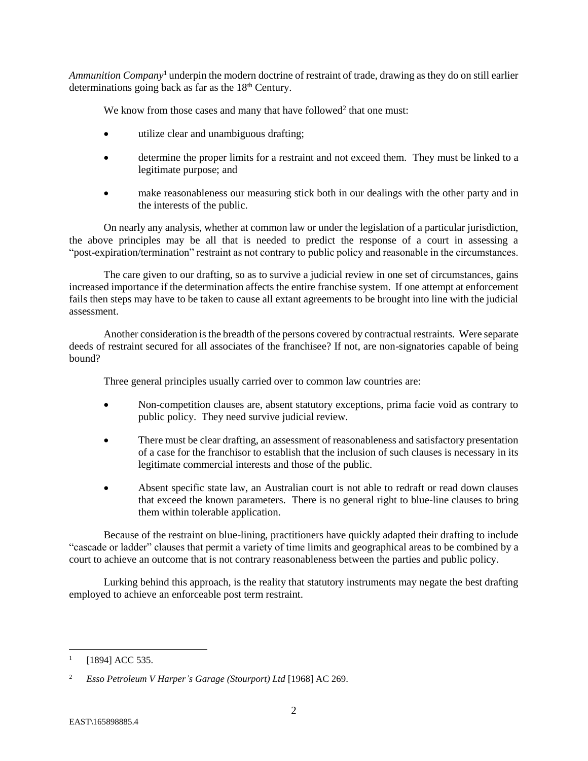*Ammunition Company*[1] underpin the modern doctrine of restraint of trade, drawing as they do on still earlier determinations going back as far as the 18th Century.

We know from those cases and many that have followed[2] that one must:

- utilize clear and unambiguous drafting;
- determine the proper limits for a restraint and not exceed them. They must be linked to a legitimate purpose; and
- make reasonableness our measuring stick both in our dealings with the other party and in the interests of the public.

On nearly any analysis, whether at common law or under the legislation of a particular jurisdiction, the above principles may be all that is needed to predict the response of a court in assessing a "post-expiration/termination" restraint as not contrary to public policy and reasonable in the circumstances.

The care given to our drafting, so as to survive a judicial review in one set of circumstances, gains increased importance if the determination affects the entire franchise system. If one attempt at enforcement fails then steps may have to be taken to cause all extant agreements to be brought into line with the judicial assessment.

Another consideration is the breadth of the persons covered by contractual restraints. Were separate deeds of restraint secured for all associates of the franchisee? If not, are non-signatories capable of being bound?

Three general principles usually carried over to common law countries are:

- Non-competition clauses are, absent statutory exceptions, prima facie void as contrary to public policy. They need survive judicial review.
- There must be clear drafting, an assessment of reasonableness and satisfactory presentation of a case for the franchisor to establish that the inclusion of such clauses is necessary in its legitimate commercial interests and those of the public.
- Absent specific state law, an Australian court is not able to redraft or read down clauses that exceed the known parameters. There is no general right to blue-line clauses to bring them within tolerable application.

Because of the restraint on blue-lining, practitioners have quickly adapted their drafting to include "cascade or ladder" clauses that permit a variety of time limits and geographical areas to be combined by a court to achieve an outcome that is not contrary reasonableness between the parties and public policy.

Lurking behind this approach, is the reality that statutory instruments may negate the best drafting employed to achieve an enforceable post term restraint.

---

[1] [1894] ACC 535.

[2] *Esso Petroleum V Harper's Garage (Stourport) Ltd* [1968] AC 269.

EAST\165898885.4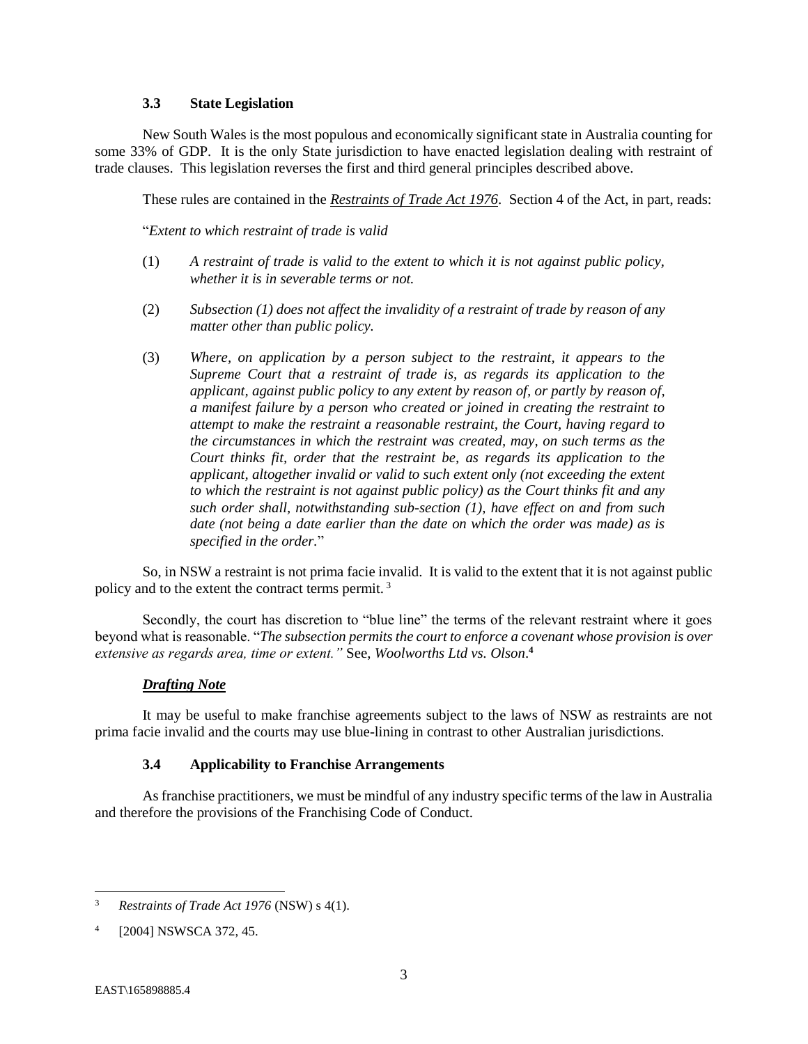### 3.3 State Legislation

New South Wales is the most populous and economically significant state in Australia counting for some 33% of GDP. It is the only State jurisdiction to have enacted legislation dealing with restraint of trade clauses. This legislation reverses the first and third general principles described above.

These rules are contained in the ***Restraints of Trade Act 1976***. Section 4 of the Act, in part, reads:

"*Extent to which restraint of trade is valid*

(1) *A restraint of trade is valid to the extent to which it is not against public policy, whether it is in severable terms or not.*

(2) *Subsection (1) does not affect the invalidity of a restraint of trade by reason of any matter other than public policy.*

(3) *Where, on application by a person subject to the restraint, it appears to the Supreme Court that a restraint of trade is, as regards its application to the applicant, against public policy to any extent by reason of, or partly by reason of, a manifest failure by a person who created or joined in creating the restraint to attempt to make the restraint a reasonable restraint, the Court, having regard to the circumstances in which the restraint was created, may, on such terms as the Court thinks fit, order that the restraint be, as regards its application to the applicant, altogether invalid or valid to such extent only (not exceeding the extent to which the restraint is not against public policy) as the Court thinks fit and any such order shall, notwithstanding sub-section (1), have effect on and from such date (not being a date earlier than the date on which the order was made) as is specified in the order.*"

So, in NSW a restraint is not prima facie invalid. It is valid to the extent that it is not against public policy and to the extent the contract terms permit. [3]

Secondly, the court has discretion to "blue line" the terms of the relevant restraint where it goes beyond what is reasonable. "*The subsection permits the court to enforce a covenant whose provision is over extensive as regards area, time or extent.*" See, *Woolworths Ltd vs. Olson*.[4]

***Drafting Note***

It may be useful to make franchise agreements subject to the laws of NSW as restraints are not prima facie invalid and the courts may use blue-lining in contrast to other Australian jurisdictions.

### 3.4 Applicability to Franchise Arrangements

As franchise practitioners, we must be mindful of any industry specific terms of the law in Australia and therefore the provisions of the Franchising Code of Conduct.

---

[3] *Restraints of Trade Act 1976* (NSW) s 4(1).

[4] [2004] NSWSCA 372, 45.

EAST\165898885.4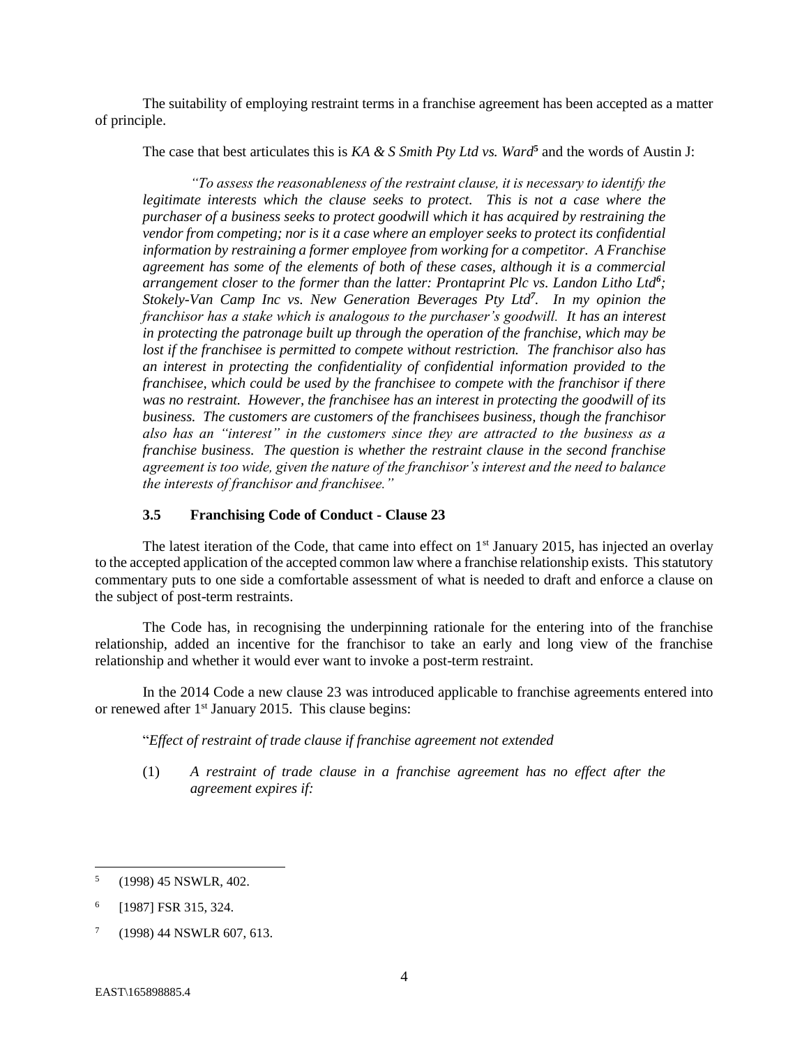The suitability of employing restraint terms in a franchise agreement has been accepted as a matter of principle.

The case that best articulates this is *KA & S Smith Pty Ltd vs. Ward*[5] and the words of Austin J:

> *"To assess the reasonableness of the restraint clause, it is necessary to identify the legitimate interests which the clause seeks to protect. This is not a case where the purchaser of a business seeks to protect goodwill which it has acquired by restraining the vendor from competing; nor is it a case where an employer seeks to protect its confidential information by restraining a former employee from working for a competitor. A Franchise agreement has some of the elements of both of these cases, although it is a commercial arrangement closer to the former than the latter: Prontaprint Plc vs. Landon Litho Ltd[6]; Stokely-Van Camp Inc vs. New Generation Beverages Pty Ltd[7]. In my opinion the franchisor has a stake which is analogous to the purchaser's goodwill. It has an interest in protecting the patronage built up through the operation of the franchise, which may be lost if the franchisee is permitted to compete without restriction. The franchisor also has an interest in protecting the confidentiality of confidential information provided to the franchisee, which could be used by the franchisee to compete with the franchisor if there was no restraint. However, the franchisee has an interest in protecting the goodwill of its business. The customers are customers of the franchisees business, though the franchisor also has an "interest" in the customers since they are attracted to the business as a franchise business. The question is whether the restraint clause in the second franchise agreement is too wide, given the nature of the franchisor's interest and the need to balance the interests of franchisor and franchisee."*

### 3.5 Franchising Code of Conduct - Clause 23

The latest iteration of the Code, that came into effect on 1st January 2015, has injected an overlay to the accepted application of the accepted common law where a franchise relationship exists. This statutory commentary puts to one side a comfortable assessment of what is needed to draft and enforce a clause on the subject of post-term restraints.

The Code has, in recognising the underpinning rationale for the entering into of the franchise relationship, added an incentive for the franchisor to take an early and long view of the franchise relationship and whether it would ever want to invoke a post-term restraint.

In the 2014 Code a new clause 23 was introduced applicable to franchise agreements entered into or renewed after 1st January 2015. This clause begins:

"*Effect of restraint of trade clause if franchise agreement not extended*

(1) *A restraint of trade clause in a franchise agreement has no effect after the agreement expires if:*

---

[5] (1998) 45 NSWLR, 402.

[6] [1987] FSR 315, 324.

[7] (1998) 44 NSWLR 607, 613.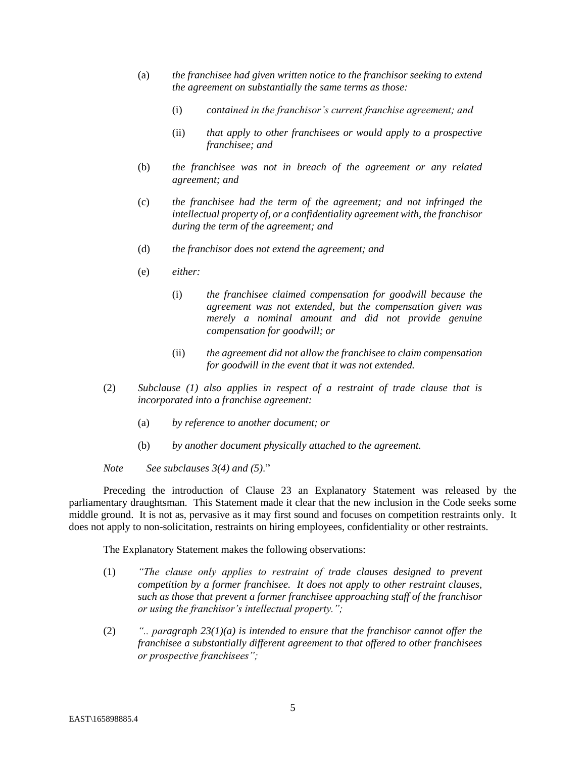(a) *the franchisee had given written notice to the franchisor seeking to extend the agreement on substantially the same terms as those:*

   (i) *contained in the franchisor's current franchise agreement; and*

   (ii) *that apply to other franchisees or would apply to a prospective franchisee; and*

(b) *the franchisee was not in breach of the agreement or any related agreement; and*

(c) *the franchisee had the term of the agreement; and not infringed the intellectual property of, or a confidentiality agreement with, the franchisor during the term of the agreement; and*

(d) *the franchisor does not extend the agreement; and*

(e) *either:*

   (i) *the franchisee claimed compensation for goodwill because the agreement was not extended, but the compensation given was merely a nominal amount and did not provide genuine compensation for goodwill; or*

   (ii) *the agreement did not allow the franchisee to claim compensation for goodwill in the event that it was not extended.*

(2) *Subclause (1) also applies in respect of a restraint of trade clause that is incorporated into a franchise agreement:*

   (a) *by reference to another document; or*

   (b) *by another document physically attached to the agreement.*

*Note* *See subclauses 3(4) and (5).*"

Preceding the introduction of Clause 23 an Explanatory Statement was released by the parliamentary draughtsman. This Statement made it clear that the new inclusion in the Code seeks some middle ground. It is not as, pervasive as it may first sound and focuses on competition restraints only. It does not apply to non-solicitation, restraints on hiring employees, confidentiality or other restraints.

The Explanatory Statement makes the following observations:

(1) *"The clause only applies to restraint of trade clauses designed to prevent competition by a former franchisee. It does not apply to other restraint clauses, such as those that prevent a former franchisee approaching staff of the franchisor or using the franchisor's intellectual property.";*

(2) *".. paragraph 23(1)(a) is intended to ensure that the franchisor cannot offer the franchisee a substantially different agreement to that offered to other franchisees or prospective franchisees";*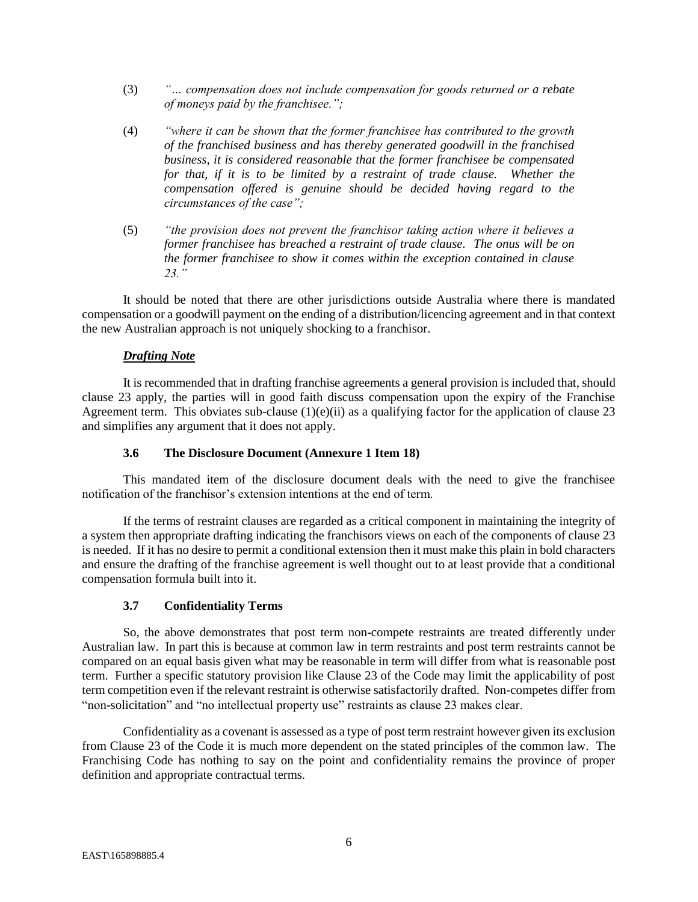(3) *"… compensation does not include compensation for goods returned or a rebate of moneys paid by the franchisee.";*

(4) *"where it can be shown that the former franchisee has contributed to the growth of the franchised business and has thereby generated goodwill in the franchised business, it is considered reasonable that the former franchisee be compensated for that, if it is to be limited by a restraint of trade clause. Whether the compensation offered is genuine should be decided having regard to the circumstances of the case";*

(5) *"the provision does not prevent the franchisor taking action where it believes a former franchisee has breached a restraint of trade clause. The onus will be on the former franchisee to show it comes within the exception contained in clause 23."*

It should be noted that there are other jurisdictions outside Australia where there is mandated compensation or a goodwill payment on the ending of a distribution/licencing agreement and in that context the new Australian approach is not uniquely shocking to a franchisor.

***Drafting Note***

It is recommended that in drafting franchise agreements a general provision is included that, should clause 23 apply, the parties will in good faith discuss compensation upon the expiry of the Franchise Agreement term. This obviates sub-clause (1)(e)(ii) as a qualifying factor for the application of clause 23 and simplifies any argument that it does not apply.

### 3.6 The Disclosure Document (Annexure 1 Item 18)

This mandated item of the disclosure document deals with the need to give the franchisee notification of the franchisor's extension intentions at the end of term.

If the terms of restraint clauses are regarded as a critical component in maintaining the integrity of a system then appropriate drafting indicating the franchisors views on each of the components of clause 23 is needed. If it has no desire to permit a conditional extension then it must make this plain in bold characters and ensure the drafting of the franchise agreement is well thought out to at least provide that a conditional compensation formula built into it.

### 3.7 Confidentiality Terms

So, the above demonstrates that post term non-compete restraints are treated differently under Australian law. In part this is because at common law in term restraints and post term restraints cannot be compared on an equal basis given what may be reasonable in term will differ from what is reasonable post term. Further a specific statutory provision like Clause 23 of the Code may limit the applicability of post term competition even if the relevant restraint is otherwise satisfactorily drafted. Non-competes differ from "non-solicitation" and "no intellectual property use" restraints as clause 23 makes clear.

Confidentiality as a covenant is assessed as a type of post term restraint however given its exclusion from Clause 23 of the Code it is much more dependent on the stated principles of the common law. The Franchising Code has nothing to say on the point and confidentiality remains the province of proper definition and appropriate contractual terms.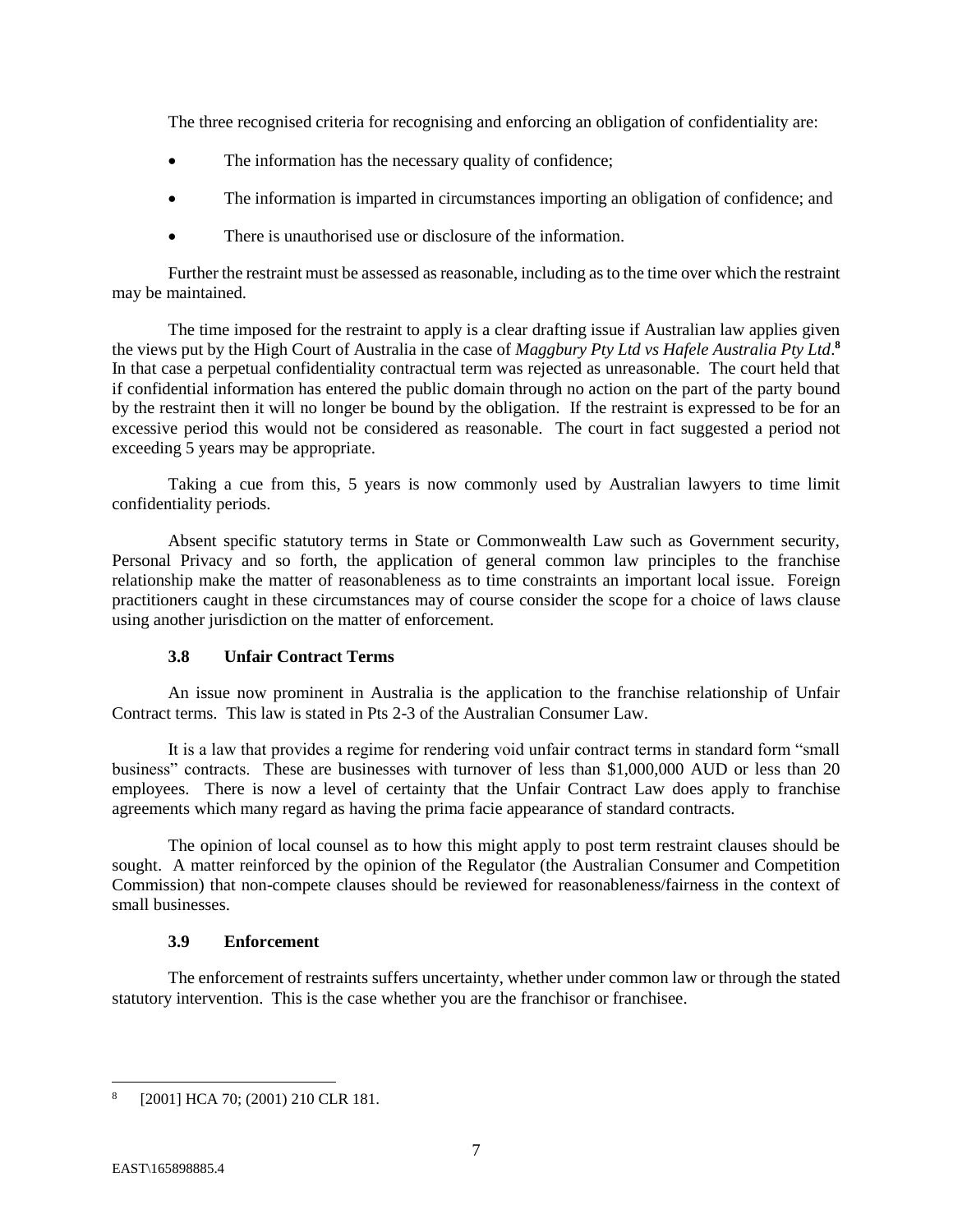The three recognised criteria for recognising and enforcing an obligation of confidentiality are:

- The information has the necessary quality of confidence;
- The information is imparted in circumstances importing an obligation of confidence; and
- There is unauthorised use or disclosure of the information.

Further the restraint must be assessed as reasonable, including as to the time over which the restraint may be maintained.

The time imposed for the restraint to apply is a clear drafting issue if Australian law applies given the views put by the High Court of Australia in the case of *Maggbury Pty Ltd vs Hafele Australia Pty Ltd*.[8] In that case a perpetual confidentiality contractual term was rejected as unreasonable. The court held that if confidential information has entered the public domain through no action on the part of the party bound by the restraint then it will no longer be bound by the obligation. If the restraint is expressed to be for an excessive period this would not be considered as reasonable. The court in fact suggested a period not exceeding 5 years may be appropriate.

Taking a cue from this, 5 years is now commonly used by Australian lawyers to time limit confidentiality periods.

Absent specific statutory terms in State or Commonwealth Law such as Government security, Personal Privacy and so forth, the application of general common law principles to the franchise relationship make the matter of reasonableness as to time constraints an important local issue. Foreign practitioners caught in these circumstances may of course consider the scope for a choice of laws clause using another jurisdiction on the matter of enforcement.

### 3.8 Unfair Contract Terms

An issue now prominent in Australia is the application to the franchise relationship of Unfair Contract terms. This law is stated in Pts 2-3 of the Australian Consumer Law.

It is a law that provides a regime for rendering void unfair contract terms in standard form "small business" contracts. These are businesses with turnover of less than $1,000,000 AUD or less than 20 employees. There is now a level of certainty that the Unfair Contract Law does apply to franchise agreements which many regard as having the prima facie appearance of standard contracts.

The opinion of local counsel as to how this might apply to post term restraint clauses should be sought. A matter reinforced by the opinion of the Regulator (the Australian Consumer and Competition Commission) that non-compete clauses should be reviewed for reasonableness/fairness in the context of small businesses.

### 3.9 Enforcement

The enforcement of restraints suffers uncertainty, whether under common law or through the stated statutory intervention. This is the case whether you are the franchisor or franchisee.

---

[8] [2001] HCA 70; (2001) 210 CLR 181.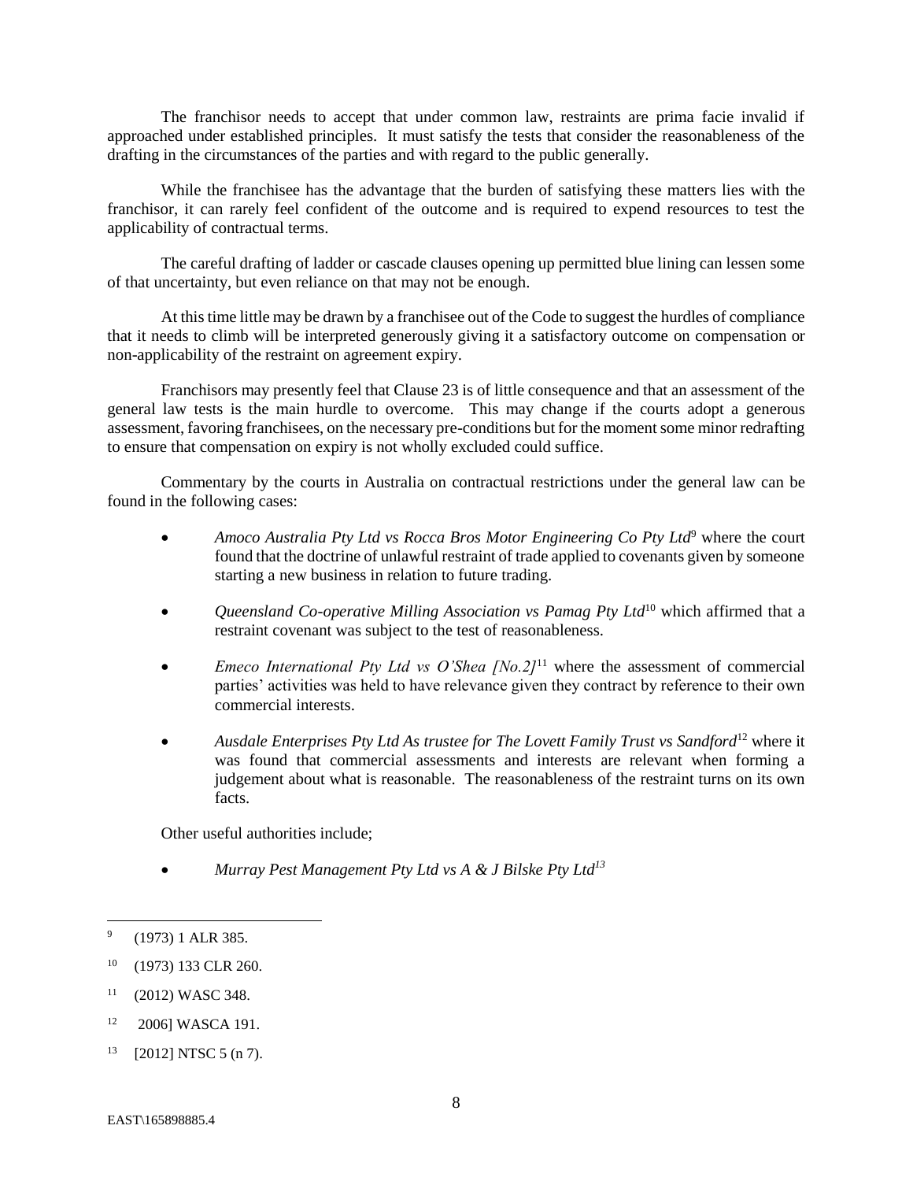The franchisor needs to accept that under common law, restraints are prima facie invalid if approached under established principles. It must satisfy the tests that consider the reasonableness of the drafting in the circumstances of the parties and with regard to the public generally.

While the franchisee has the advantage that the burden of satisfying these matters lies with the franchisor, it can rarely feel confident of the outcome and is required to expend resources to test the applicability of contractual terms.

The careful drafting of ladder or cascade clauses opening up permitted blue lining can lessen some of that uncertainty, but even reliance on that may not be enough.

At this time little may be drawn by a franchisee out of the Code to suggest the hurdles of compliance that it needs to climb will be interpreted generously giving it a satisfactory outcome on compensation or non-applicability of the restraint on agreement expiry.

Franchisors may presently feel that Clause 23 is of little consequence and that an assessment of the general law tests is the main hurdle to overcome. This may change if the courts adopt a generous assessment, favoring franchisees, on the necessary pre-conditions but for the moment some minor redrafting to ensure that compensation on expiry is not wholly excluded could suffice.

Commentary by the courts in Australia on contractual restrictions under the general law can be found in the following cases:

- *Amoco Australia Pty Ltd vs Rocca Bros Motor Engineering Co Pty Ltd*[9] where the court found that the doctrine of unlawful restraint of trade applied to covenants given by someone starting a new business in relation to future trading.
- *Queensland Co-operative Milling Association vs Pamag Pty Ltd*[10] which affirmed that a restraint covenant was subject to the test of reasonableness.
- *Emeco International Pty Ltd vs O'Shea [No.2]*[11] where the assessment of commercial parties' activities was held to have relevance given they contract by reference to their own commercial interests.
- *Ausdale Enterprises Pty Ltd As trustee for The Lovett Family Trust vs Sandford*[12] where it was found that commercial assessments and interests are relevant when forming a judgement about what is reasonable. The reasonableness of the restraint turns on its own facts.

Other useful authorities include;

- *Murray Pest Management Pty Ltd vs A & J Bilske Pty Ltd*[13]

---

[9] (1973) 1 ALR 385.

[10] (1973) 133 CLR 260.

[11] (2012) WASC 348.

[12] 2006] WASCA 191.

[13] [2012] NTSC 5 (n 7).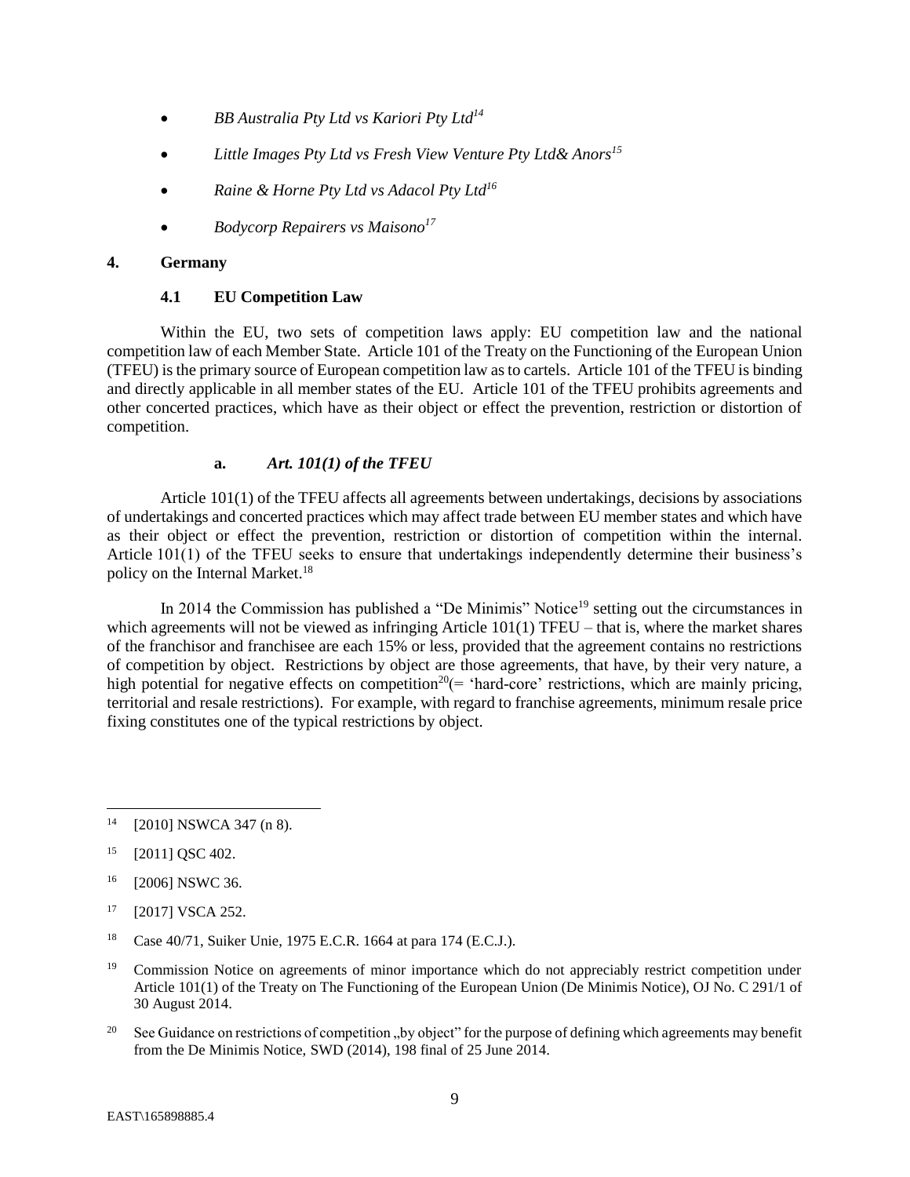- *BB Australia Pty Ltd vs Kariori Pty Ltd*[14]
- *Little Images Pty Ltd vs Fresh View Venture Pty Ltd& Anors*[15]
- *Raine & Horne Pty Ltd vs Adacol Pty Ltd*[16]
- *Bodycorp Repairers vs Maisono*[17]

## 4. Germany

### 4.1 EU Competition Law

Within the EU, two sets of competition laws apply: EU competition law and the national competition law of each Member State. Article 101 of the Treaty on the Functioning of the European Union (TFEU) is the primary source of European competition law as to cartels. Article 101 of the TFEU is binding and directly applicable in all member states of the EU. Article 101 of the TFEU prohibits agreements and other concerted practices, which have as their object or effect the prevention, restriction or distortion of competition.

#### a. *Art. 101(1) of the TFEU*

Article 101(1) of the TFEU affects all agreements between undertakings, decisions by associations of undertakings and concerted practices which may affect trade between EU member states and which have as their object or effect the prevention, restriction or distortion of competition within the internal. Article 101(1) of the TFEU seeks to ensure that undertakings independently determine their business's policy on the Internal Market.[18]

In 2014 the Commission has published a "De Minimis" Notice[19] setting out the circumstances in which agreements will not be viewed as infringing Article 101(1) TFEU – that is, where the market shares of the franchisor and franchisee are each 15% or less, provided that the agreement contains no restrictions of competition by object. Restrictions by object are those agreements, that have, by their very nature, a high potential for negative effects on competition[20](= 'hard-core' restrictions, which are mainly pricing, territorial and resale restrictions). For example, with regard to franchise agreements, minimum resale price fixing constitutes one of the typical restrictions by object.

---

[14] [2010] NSWCA 347 (n 8).

[15] [2011] QSC 402.

[16] [2006] NSWC 36.

[17] [2017] VSCA 252.

[18] Case 40/71, Suiker Unie, 1975 E.C.R. 1664 at para 174 (E.C.J.).

[19] Commission Notice on agreements of minor importance which do not appreciably restrict competition under Article 101(1) of the Treaty on The Functioning of the European Union (De Minimis Notice), OJ No. C 291/1 of 30 August 2014.

[20] See Guidance on restrictions of competition „by object" for the purpose of defining which agreements may benefit from the De Minimis Notice, SWD (2014), 198 final of 25 June 2014.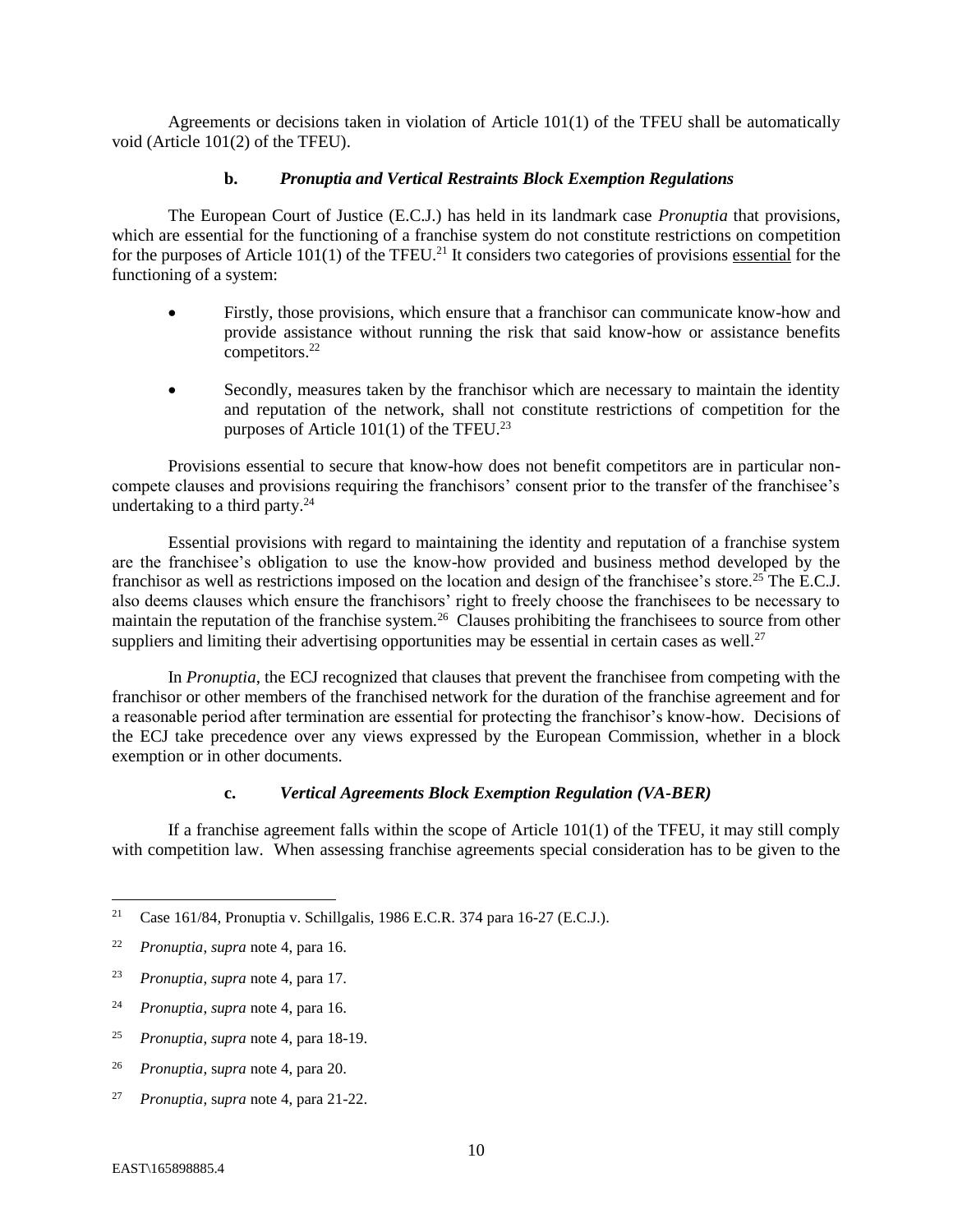Agreements or decisions taken in violation of Article 101(1) of the TFEU shall be automatically void (Article 101(2) of the TFEU).

### b. *Pronuptia and Vertical Restraints Block Exemption Regulations*

The European Court of Justice (E.C.J.) has held in its landmark case *Pronuptia* that provisions, which are essential for the functioning of a franchise system do not constitute restrictions on competition for the purposes of Article 101(1) of the TFEU.[21] It considers two categories of provisions essential for the functioning of a system:

- Firstly, those provisions, which ensure that a franchisor can communicate know-how and provide assistance without running the risk that said know-how or assistance benefits competitors.[22]
- Secondly, measures taken by the franchisor which are necessary to maintain the identity and reputation of the network, shall not constitute restrictions of competition for the purposes of Article 101(1) of the TFEU.[23]

Provisions essential to secure that know-how does not benefit competitors are in particular non-compete clauses and provisions requiring the franchisors' consent prior to the transfer of the franchisee's undertaking to a third party.[24]

Essential provisions with regard to maintaining the identity and reputation of a franchise system are the franchisee's obligation to use the know-how provided and business method developed by the franchisor as well as restrictions imposed on the location and design of the franchisee's store.[25] The E.C.J. also deems clauses which ensure the franchisors' right to freely choose the franchisees to be necessary to maintain the reputation of the franchise system.[26] Clauses prohibiting the franchisees to source from other suppliers and limiting their advertising opportunities may be essential in certain cases as well.[27]

In *Pronuptia*, the ECJ recognized that clauses that prevent the franchisee from competing with the franchisor or other members of the franchised network for the duration of the franchise agreement and for a reasonable period after termination are essential for protecting the franchisor's know-how. Decisions of the ECJ take precedence over any views expressed by the European Commission, whether in a block exemption or in other documents.

### c. *Vertical Agreements Block Exemption Regulation (VA-BER)*

If a franchise agreement falls within the scope of Article 101(1) of the TFEU, it may still comply with competition law. When assessing franchise agreements special consideration has to be given to the

---

[21] Case 161/84, Pronuptia v. Schillgalis, 1986 E.C.R. 374 para 16-27 (E.C.J.).

[22] *Pronuptia*, *supra* note 4, para 16.

[23] *Pronuptia*, *supra* note 4, para 17.

[24] *Pronuptia*, *supra* note 4, para 16.

[25] *Pronuptia*, *supra* note 4, para 18-19.

[26] *Pronuptia*, s*upra* note 4, para 20.

[27] *Pronuptia*, s*upra* note 4, para 21-22.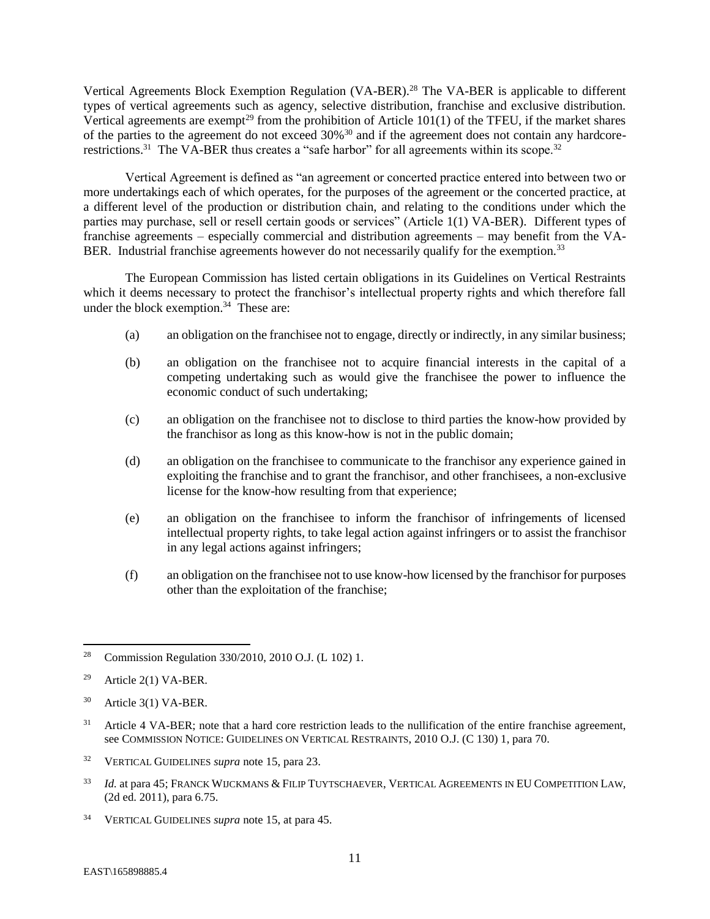Vertical Agreements Block Exemption Regulation (VA-BER).[28] The VA-BER is applicable to different types of vertical agreements such as agency, selective distribution, franchise and exclusive distribution. Vertical agreements are exempt[29] from the prohibition of Article 101(1) of the TFEU, if the market shares of the parties to the agreement do not exceed 30%[30] and if the agreement does not contain any hardcore-restrictions.[31] The VA-BER thus creates a "safe harbor" for all agreements within its scope.[32]

Vertical Agreement is defined as "an agreement or concerted practice entered into between two or more undertakings each of which operates, for the purposes of the agreement or the concerted practice, at a different level of the production or distribution chain, and relating to the conditions under which the parties may purchase, sell or resell certain goods or services" (Article 1(1) VA-BER). Different types of franchise agreements – especially commercial and distribution agreements – may benefit from the VA-BER. Industrial franchise agreements however do not necessarily qualify for the exemption.[33]

The European Commission has listed certain obligations in its Guidelines on Vertical Restraints which it deems necessary to protect the franchisor's intellectual property rights and which therefore fall under the block exemption.[34] These are:

(a) an obligation on the franchisee not to engage, directly or indirectly, in any similar business;

(b) an obligation on the franchisee not to acquire financial interests in the capital of a competing undertaking such as would give the franchisee the power to influence the economic conduct of such undertaking;

(c) an obligation on the franchisee not to disclose to third parties the know-how provided by the franchisor as long as this know-how is not in the public domain;

(d) an obligation on the franchisee to communicate to the franchisor any experience gained in exploiting the franchise and to grant the franchisor, and other franchisees, a non-exclusive license for the know-how resulting from that experience;

(e) an obligation on the franchisee to inform the franchisor of infringements of licensed intellectual property rights, to take legal action against infringers or to assist the franchisor in any legal actions against infringers;

(f) an obligation on the franchisee not to use know-how licensed by the franchisor for purposes other than the exploitation of the franchise;

---

[28] Commission Regulation 330/2010, 2010 O.J. (L 102) 1.

[29] Article 2(1) VA-BER.

[30] Article 3(1) VA-BER.

[31] Article 4 VA-BER; note that a hard core restriction leads to the nullification of the entire franchise agreement, see COMMISSION NOTICE: GUIDELINES ON VERTICAL RESTRAINTS, 2010 O.J. (C 130) 1, para 70.

[32] VERTICAL GUIDELINES *supra* note 15, para 23.

[33] *Id.* at para 45; FRANCK WIJCKMANS & FILIP TUYTSCHAEVER, VERTICAL AGREEMENTS IN EU COMPETITION LAW, (2d ed. 2011), para 6.75.

[34] VERTICAL GUIDELINES *supra* note 15, at para 45.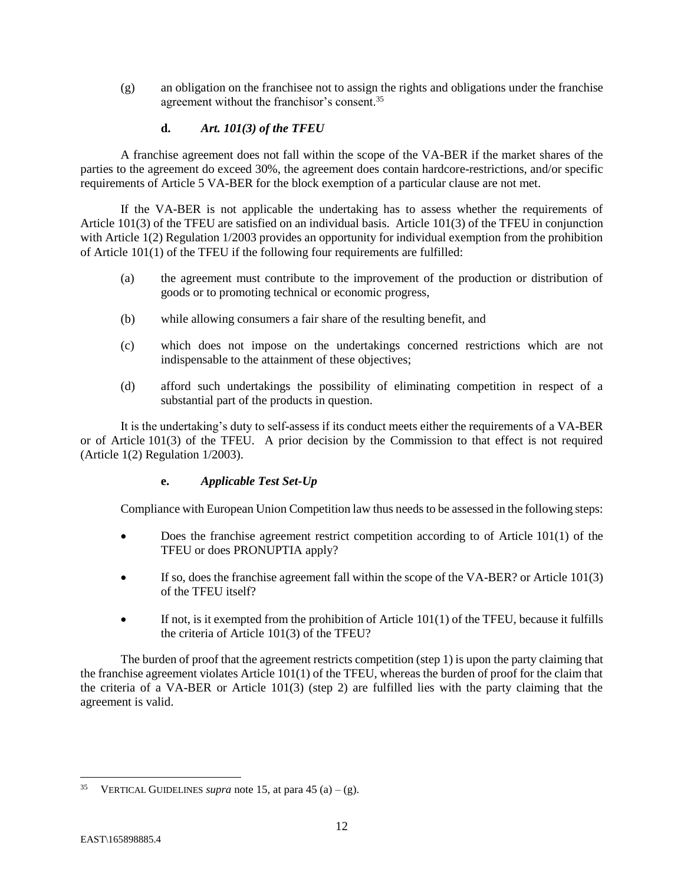(g) an obligation on the franchisee not to assign the rights and obligations under the franchise agreement without the franchisor's consent.[35]

### d. *Art. 101(3) of the TFEU*

A franchise agreement does not fall within the scope of the VA-BER if the market shares of the parties to the agreement do exceed 30%, the agreement does contain hardcore-restrictions, and/or specific requirements of Article 5 VA-BER for the block exemption of a particular clause are not met.

If the VA-BER is not applicable the undertaking has to assess whether the requirements of Article 101(3) of the TFEU are satisfied on an individual basis. Article 101(3) of the TFEU in conjunction with Article 1(2) Regulation 1/2003 provides an opportunity for individual exemption from the prohibition of Article 101(1) of the TFEU if the following four requirements are fulfilled:

(a) the agreement must contribute to the improvement of the production or distribution of goods or to promoting technical or economic progress,

(b) while allowing consumers a fair share of the resulting benefit, and

(c) which does not impose on the undertakings concerned restrictions which are not indispensable to the attainment of these objectives;

(d) afford such undertakings the possibility of eliminating competition in respect of a substantial part of the products in question.

It is the undertaking's duty to self-assess if its conduct meets either the requirements of a VA-BER or of Article 101(3) of the TFEU. A prior decision by the Commission to that effect is not required (Article 1(2) Regulation 1/2003).

### e. *Applicable Test Set-Up*

Compliance with European Union Competition law thus needs to be assessed in the following steps:

- Does the franchise agreement restrict competition according to of Article 101(1) of the TFEU or does PRONUPTIA apply?
- If so, does the franchise agreement fall within the scope of the VA-BER? or Article 101(3) of the TFEU itself?
- If not, is it exempted from the prohibition of Article 101(1) of the TFEU, because it fulfills the criteria of Article 101(3) of the TFEU?

The burden of proof that the agreement restricts competition (step 1) is upon the party claiming that the franchise agreement violates Article 101(1) of the TFEU, whereas the burden of proof for the claim that the criteria of a VA-BER or Article 101(3) (step 2) are fulfilled lies with the party claiming that the agreement is valid.

---

[35] VERTICAL GUIDELINES *supra* note 15, at para 45 (a) – (g).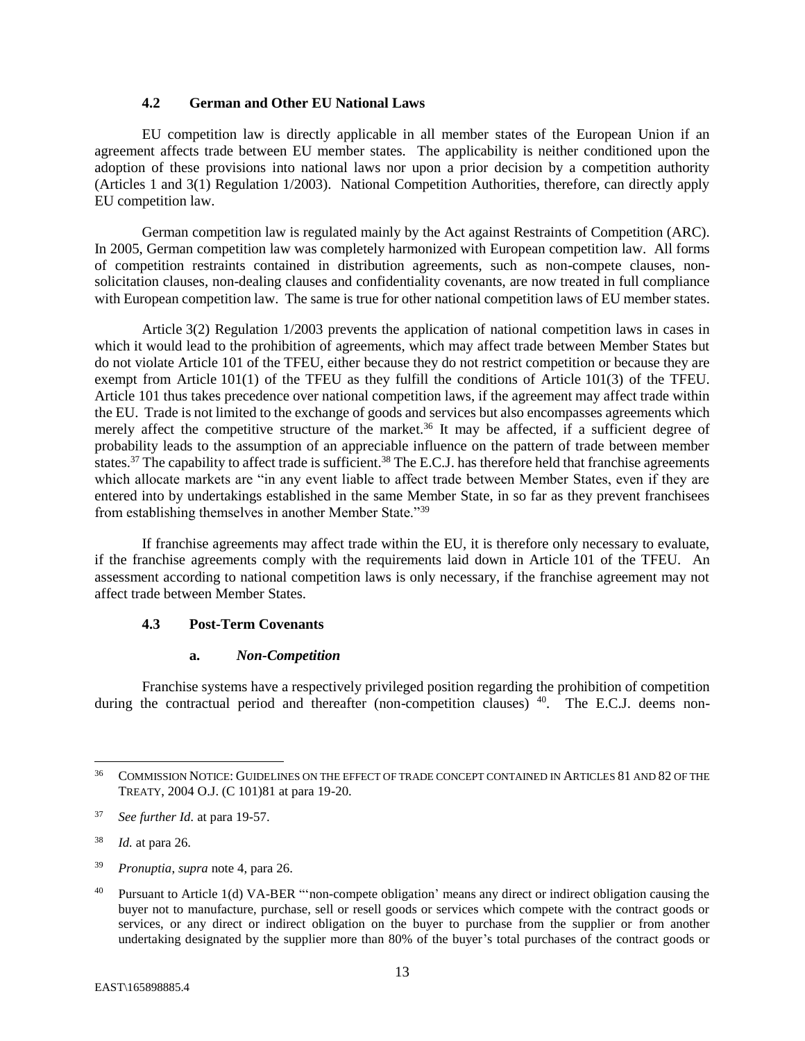### 4.2 German and Other EU National Laws

EU competition law is directly applicable in all member states of the European Union if an agreement affects trade between EU member states. The applicability is neither conditioned upon the adoption of these provisions into national laws nor upon a prior decision by a competition authority (Articles 1 and 3(1) Regulation 1/2003). National Competition Authorities, therefore, can directly apply EU competition law.

German competition law is regulated mainly by the Act against Restraints of Competition (ARC). In 2005, German competition law was completely harmonized with European competition law. All forms of competition restraints contained in distribution agreements, such as non-compete clauses, non-solicitation clauses, non-dealing clauses and confidentiality covenants, are now treated in full compliance with European competition law. The same is true for other national competition laws of EU member states.

Article 3(2) Regulation 1/2003 prevents the application of national competition laws in cases in which it would lead to the prohibition of agreements, which may affect trade between Member States but do not violate Article 101 of the TFEU, either because they do not restrict competition or because they are exempt from Article 101(1) of the TFEU as they fulfill the conditions of Article 101(3) of the TFEU. Article 101 thus takes precedence over national competition laws, if the agreement may affect trade within the EU. Trade is not limited to the exchange of goods and services but also encompasses agreements which merely affect the competitive structure of the market.[36] It may be affected, if a sufficient degree of probability leads to the assumption of an appreciable influence on the pattern of trade between member states.[37] The capability to affect trade is sufficient.[38] The E.C.J. has therefore held that franchise agreements which allocate markets are "in any event liable to affect trade between Member States, even if they are entered into by undertakings established in the same Member State, in so far as they prevent franchisees from establishing themselves in another Member State."[39]

If franchise agreements may affect trade within the EU, it is therefore only necessary to evaluate, if the franchise agreements comply with the requirements laid down in Article 101 of the TFEU. An assessment according to national competition laws is only necessary, if the franchise agreement may not affect trade between Member States.

### 4.3 Post-Term Covenants

#### a. *Non-Competition*

Franchise systems have a respectively privileged position regarding the prohibition of competition during the contractual period and thereafter (non-competition clauses) [40]. The E.C.J. deems non-

---

[36] COMMISSION NOTICE: GUIDELINES ON THE EFFECT OF TRADE CONCEPT CONTAINED IN ARTICLES 81 AND 82 OF THE TREATY, 2004 O.J. (C 101)81 at para 19-20.

[37] *See further Id.* at para 19-57.

[38] *Id.* at para 26.

[39] *Pronuptia*, *supra* note 4, para 26.

[40] Pursuant to Article 1(d) VA-BER "'non-compete obligation' means any direct or indirect obligation causing the buyer not to manufacture, purchase, sell or resell goods or services which compete with the contract goods or services, or any direct or indirect obligation on the buyer to purchase from the supplier or from another undertaking designated by the supplier more than 80% of the buyer's total purchases of the contract goods or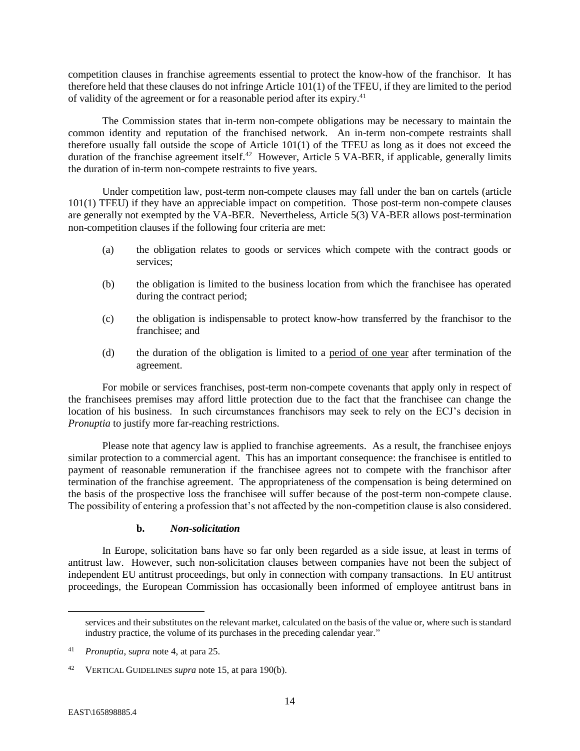competition clauses in franchise agreements essential to protect the know-how of the franchisor. It has therefore held that these clauses do not infringe Article 101(1) of the TFEU, if they are limited to the period of validity of the agreement or for a reasonable period after its expiry.[41]

The Commission states that in-term non-compete obligations may be necessary to maintain the common identity and reputation of the franchised network. An in-term non-compete restraints shall therefore usually fall outside the scope of Article 101(1) of the TFEU as long as it does not exceed the duration of the franchise agreement itself.[42] However, Article 5 VA-BER, if applicable, generally limits the duration of in-term non-compete restraints to five years.

Under competition law, post-term non-compete clauses may fall under the ban on cartels (article 101(1) TFEU) if they have an appreciable impact on competition. Those post-term non-compete clauses are generally not exempted by the VA-BER. Nevertheless, Article 5(3) VA-BER allows post-termination non-competition clauses if the following four criteria are met:

(a) the obligation relates to goods or services which compete with the contract goods or services;

(b) the obligation is limited to the business location from which the franchisee has operated during the contract period;

(c) the obligation is indispensable to protect know-how transferred by the franchisor to the franchisee; and

(d) the duration of the obligation is limited to a <u>period of one year</u> after termination of the agreement.

For mobile or services franchises, post-term non-compete covenants that apply only in respect of the franchisees premises may afford little protection due to the fact that the franchisee can change the location of his business. In such circumstances franchisors may seek to rely on the ECJ's decision in *Pronuptia* to justify more far-reaching restrictions.

Please note that agency law is applied to franchise agreements. As a result, the franchisee enjoys similar protection to a commercial agent. This has an important consequence: the franchisee is entitled to payment of reasonable remuneration if the franchisee agrees not to compete with the franchisor after termination of the franchise agreement. The appropriateness of the compensation is being determined on the basis of the prospective loss the franchisee will suffer because of the post-term non-compete clause. The possibility of entering a profession that's not affected by the non-competition clause is also considered.

#### b. *Non-solicitation*

In Europe, solicitation bans have so far only been regarded as a side issue, at least in terms of antitrust law. However, such non-solicitation clauses between companies have not been the subject of independent EU antitrust proceedings, but only in connection with company transactions. In EU antitrust proceedings, the European Commission has occasionally been informed of employee antitrust bans in

---

services and their substitutes on the relevant market, calculated on the basis of the value or, where such is standard industry practice, the volume of its purchases in the preceding calendar year."

[41] *Pronuptia*, s*upra* note 4, at para 25.

[42] VERTICAL GUIDELINES *supra* note 15, at para 190(b).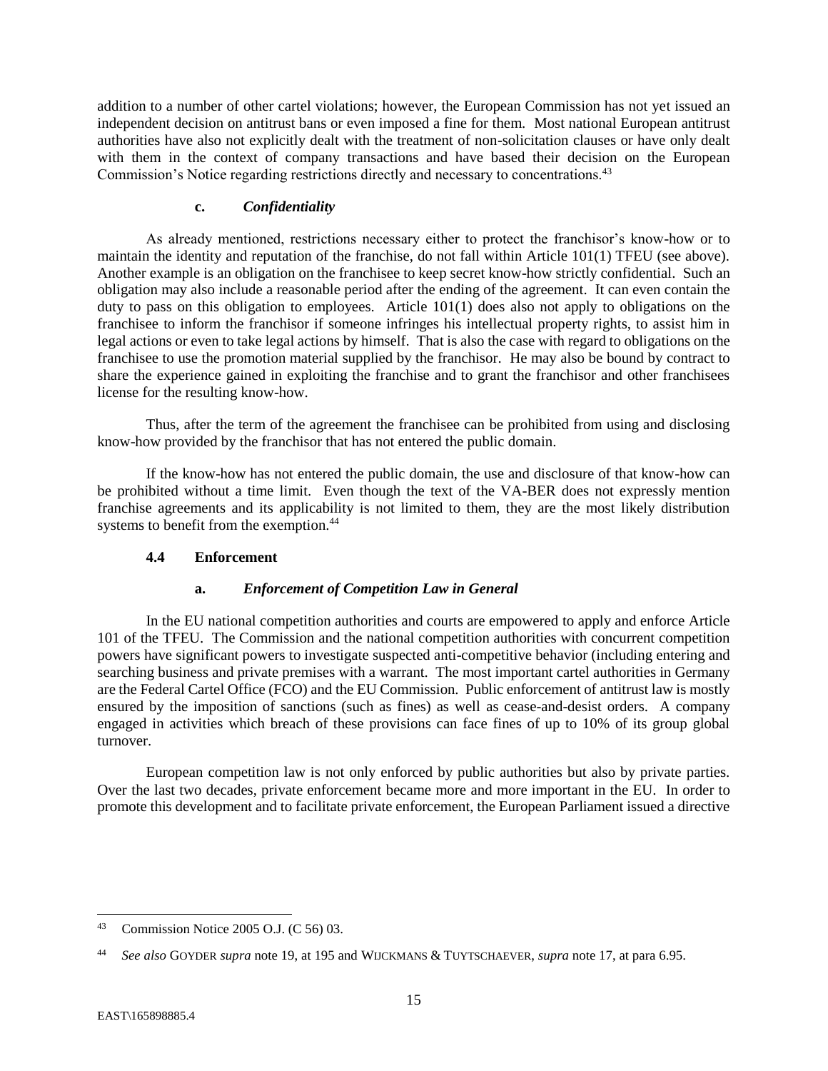addition to a number of other cartel violations; however, the European Commission has not yet issued an independent decision on antitrust bans or even imposed a fine for them. Most national European antitrust authorities have also not explicitly dealt with the treatment of non-solicitation clauses or have only dealt with them in the context of company transactions and have based their decision on the European Commission's Notice regarding restrictions directly and necessary to concentrations.[43]

#### c. *Confidentiality*

As already mentioned, restrictions necessary either to protect the franchisor's know-how or to maintain the identity and reputation of the franchise, do not fall within Article 101(1) TFEU (see above). Another example is an obligation on the franchisee to keep secret know-how strictly confidential. Such an obligation may also include a reasonable period after the ending of the agreement. It can even contain the duty to pass on this obligation to employees. Article 101(1) does also not apply to obligations on the franchisee to inform the franchisor if someone infringes his intellectual property rights, to assist him in legal actions or even to take legal actions by himself. That is also the case with regard to obligations on the franchisee to use the promotion material supplied by the franchisor. He may also be bound by contract to share the experience gained in exploiting the franchise and to grant the franchisor and other franchisees license for the resulting know-how.

Thus, after the term of the agreement the franchisee can be prohibited from using and disclosing know-how provided by the franchisor that has not entered the public domain.

If the know-how has not entered the public domain, the use and disclosure of that know-how can be prohibited without a time limit. Even though the text of the VA-BER does not expressly mention franchise agreements and its applicability is not limited to them, they are the most likely distribution systems to benefit from the exemption.[44]

### 4.4 Enforcement

#### a. *Enforcement of Competition Law in General*

In the EU national competition authorities and courts are empowered to apply and enforce Article 101 of the TFEU. The Commission and the national competition authorities with concurrent competition powers have significant powers to investigate suspected anti-competitive behavior (including entering and searching business and private premises with a warrant. The most important cartel authorities in Germany are the Federal Cartel Office (FCO) and the EU Commission. Public enforcement of antitrust law is mostly ensured by the imposition of sanctions (such as fines) as well as cease-and-desist orders. A company engaged in activities which breach of these provisions can face fines of up to 10% of its group global turnover.

European competition law is not only enforced by public authorities but also by private parties. Over the last two decades, private enforcement became more and more important in the EU. In order to promote this development and to facilitate private enforcement, the European Parliament issued a directive

---

[43] Commission Notice 2005 O.J. (C 56) 03.

[44] *See also* GOYDER *supra* note 19, at 195 and WIJCKMANS & TUYTSCHAEVER, *supra* note 17, at para 6.95.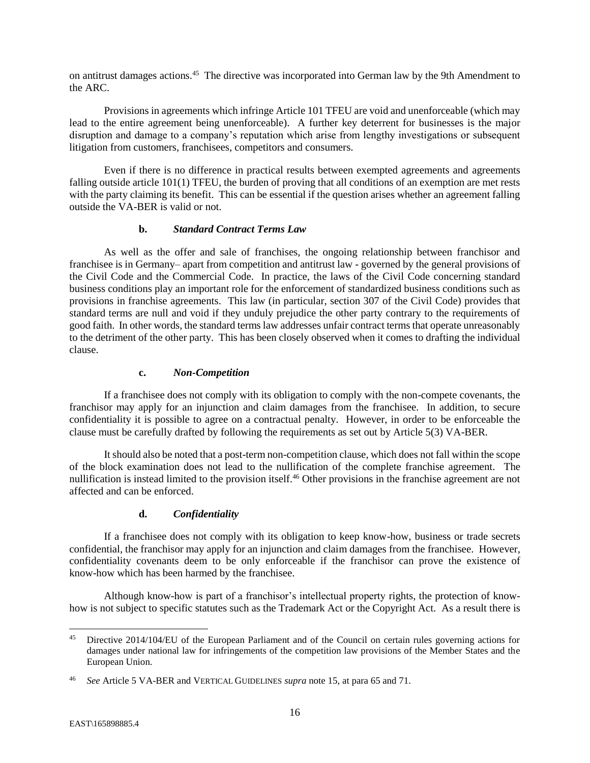on antitrust damages actions.[45] The directive was incorporated into German law by the 9th Amendment to the ARC.

Provisions in agreements which infringe Article 101 TFEU are void and unenforceable (which may lead to the entire agreement being unenforceable). A further key deterrent for businesses is the major disruption and damage to a company's reputation which arise from lengthy investigations or subsequent litigation from customers, franchisees, competitors and consumers.

Even if there is no difference in practical results between exempted agreements and agreements falling outside article 101(1) TFEU, the burden of proving that all conditions of an exemption are met rests with the party claiming its benefit. This can be essential if the question arises whether an agreement falling outside the VA-BER is valid or not.

#### b. *Standard Contract Terms Law*

As well as the offer and sale of franchises, the ongoing relationship between franchisor and franchisee is in Germany– apart from competition and antitrust law - governed by the general provisions of the Civil Code and the Commercial Code. In practice, the laws of the Civil Code concerning standard business conditions play an important role for the enforcement of standardized business conditions such as provisions in franchise agreements. This law (in particular, section 307 of the Civil Code) provides that standard terms are null and void if they unduly prejudice the other party contrary to the requirements of good faith. In other words, the standard terms law addresses unfair contract terms that operate unreasonably to the detriment of the other party. This has been closely observed when it comes to drafting the individual clause.

#### c. *Non-Competition*

If a franchisee does not comply with its obligation to comply with the non-compete covenants, the franchisor may apply for an injunction and claim damages from the franchisee. In addition, to secure confidentiality it is possible to agree on a contractual penalty. However, in order to be enforceable the clause must be carefully drafted by following the requirements as set out by Article 5(3) VA-BER.

It should also be noted that a post-term non-competition clause, which does not fall within the scope of the block examination does not lead to the nullification of the complete franchise agreement. The nullification is instead limited to the provision itself.[46] Other provisions in the franchise agreement are not affected and can be enforced.

#### d. *Confidentiality*

If a franchisee does not comply with its obligation to keep know-how, business or trade secrets confidential, the franchisor may apply for an injunction and claim damages from the franchisee. However, confidentiality covenants deem to be only enforceable if the franchisor can prove the existence of know-how which has been harmed by the franchisee.

Although know-how is part of a franchisor's intellectual property rights, the protection of know-how is not subject to specific statutes such as the Trademark Act or the Copyright Act. As a result there is

---

[45] Directive 2014/104/EU of the European Parliament and of the Council on certain rules governing actions for damages under national law for infringements of the competition law provisions of the Member States and the European Union.

[46] *See* Article 5 VA-BER and VERTICAL GUIDELINES *supra* note 15, at para 65 and 71.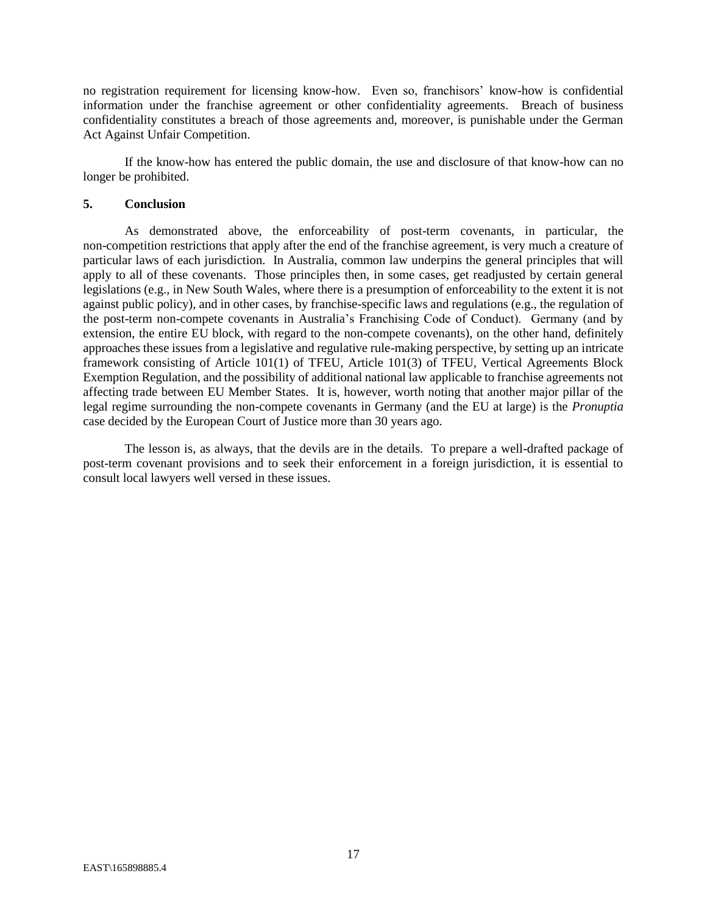no registration requirement for licensing know-how. Even so, franchisors' know-how is confidential information under the franchise agreement or other confidentiality agreements. Breach of business confidentiality constitutes a breach of those agreements and, moreover, is punishable under the German Act Against Unfair Competition.

If the know-how has entered the public domain, the use and disclosure of that know-how can no longer be prohibited.

## 5. Conclusion

As demonstrated above, the enforceability of post-term covenants, in particular, the non-competition restrictions that apply after the end of the franchise agreement, is very much a creature of particular laws of each jurisdiction. In Australia, common law underpins the general principles that will apply to all of these covenants. Those principles then, in some cases, get readjusted by certain general legislations (e.g., in New South Wales, where there is a presumption of enforceability to the extent it is not against public policy), and in other cases, by franchise-specific laws and regulations (e.g., the regulation of the post-term non-compete covenants in Australia's Franchising Code of Conduct). Germany (and by extension, the entire EU block, with regard to the non-compete covenants), on the other hand, definitely approaches these issues from a legislative and regulative rule-making perspective, by setting up an intricate framework consisting of Article 101(1) of TFEU, Article 101(3) of TFEU, Vertical Agreements Block Exemption Regulation, and the possibility of additional national law applicable to franchise agreements not affecting trade between EU Member States. It is, however, worth noting that another major pillar of the legal regime surrounding the non-compete covenants in Germany (and the EU at large) is the *Pronuptia* case decided by the European Court of Justice more than 30 years ago.

The lesson is, as always, that the devils are in the details. To prepare a well-drafted package of post-term covenant provisions and to seek their enforcement in a foreign jurisdiction, it is essential to consult local lawyers well versed in these issues.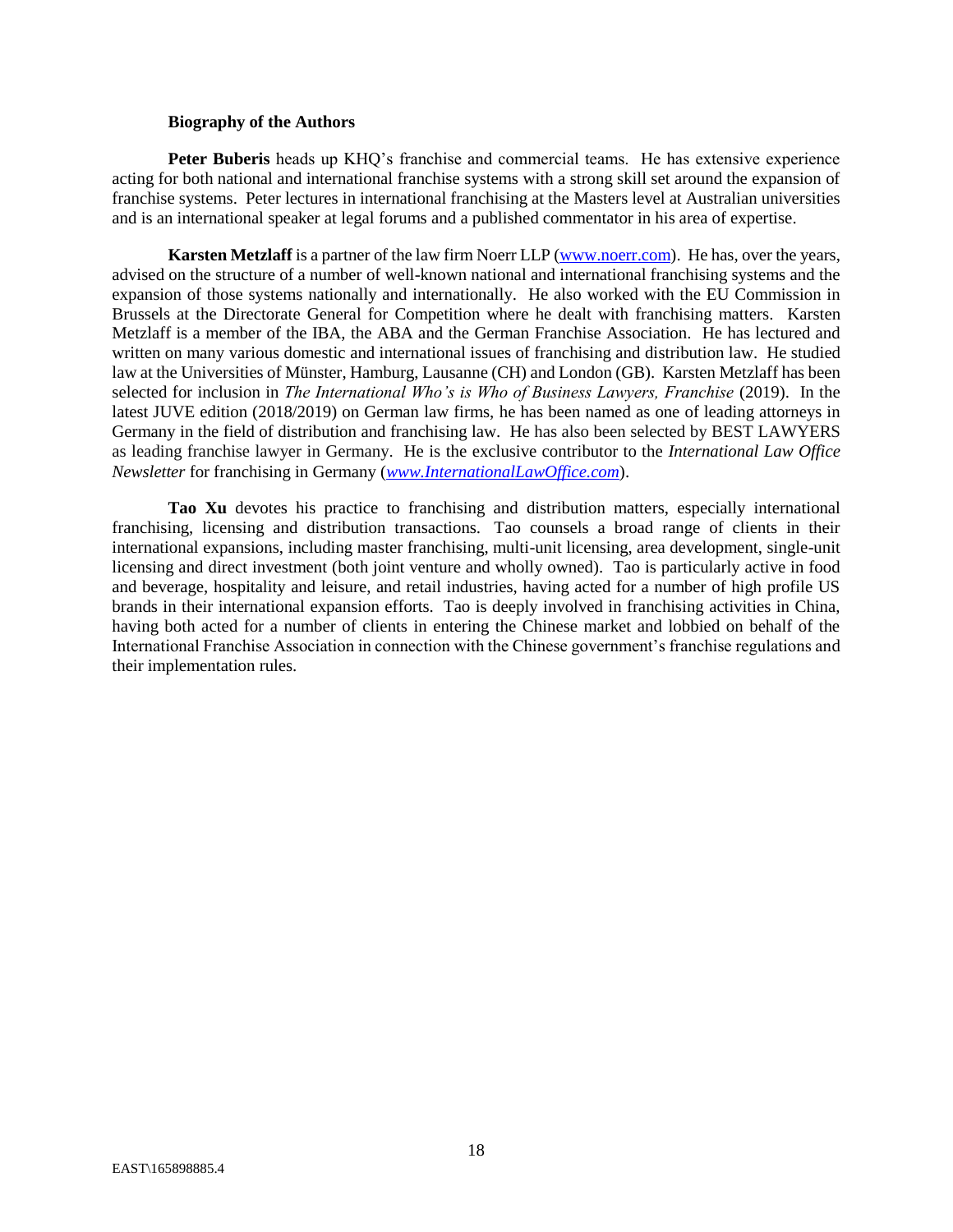**Biography of the Authors**

**Peter Buberis** heads up KHQ's franchise and commercial teams. He has extensive experience acting for both national and international franchise systems with a strong skill set around the expansion of franchise systems. Peter lectures in international franchising at the Masters level at Australian universities and is an international speaker at legal forums and a published commentator in his area of expertise.

**Karsten Metzlaff** is a partner of the law firm Noerr LLP (www.noerr.com). He has, over the years, advised on the structure of a number of well-known national and international franchising systems and the expansion of those systems nationally and internationally. He also worked with the EU Commission in Brussels at the Directorate General for Competition where he dealt with franchising matters. Karsten Metzlaff is a member of the IBA, the ABA and the German Franchise Association. He has lectured and written on many various domestic and international issues of franchising and distribution law. He studied law at the Universities of Münster, Hamburg, Lausanne (CH) and London (GB). Karsten Metzlaff has been selected for inclusion in *The International Who's is Who of Business Lawyers, Franchise* (2019). In the latest JUVE edition (2018/2019) on German law firms, he has been named as one of leading attorneys in Germany in the field of distribution and franchising law. He has also been selected by BEST LAWYERS as leading franchise lawyer in Germany. He is the exclusive contributor to the *International Law Office Newsletter* for franchising in Germany (*www.InternationalLawOffice.com*).

**Tao Xu** devotes his practice to franchising and distribution matters, especially international franchising, licensing and distribution transactions. Tao counsels a broad range of clients in their international expansions, including master franchising, multi-unit licensing, area development, single-unit licensing and direct investment (both joint venture and wholly owned). Tao is particularly active in food and beverage, hospitality and leisure, and retail industries, having acted for a number of high profile US brands in their international expansion efforts. Tao is deeply involved in franchising activities in China, having both acted for a number of clients in entering the Chinese market and lobbied on behalf of the International Franchise Association in connection with the Chinese government's franchise regulations and their implementation rules.

EAST\165898885.4